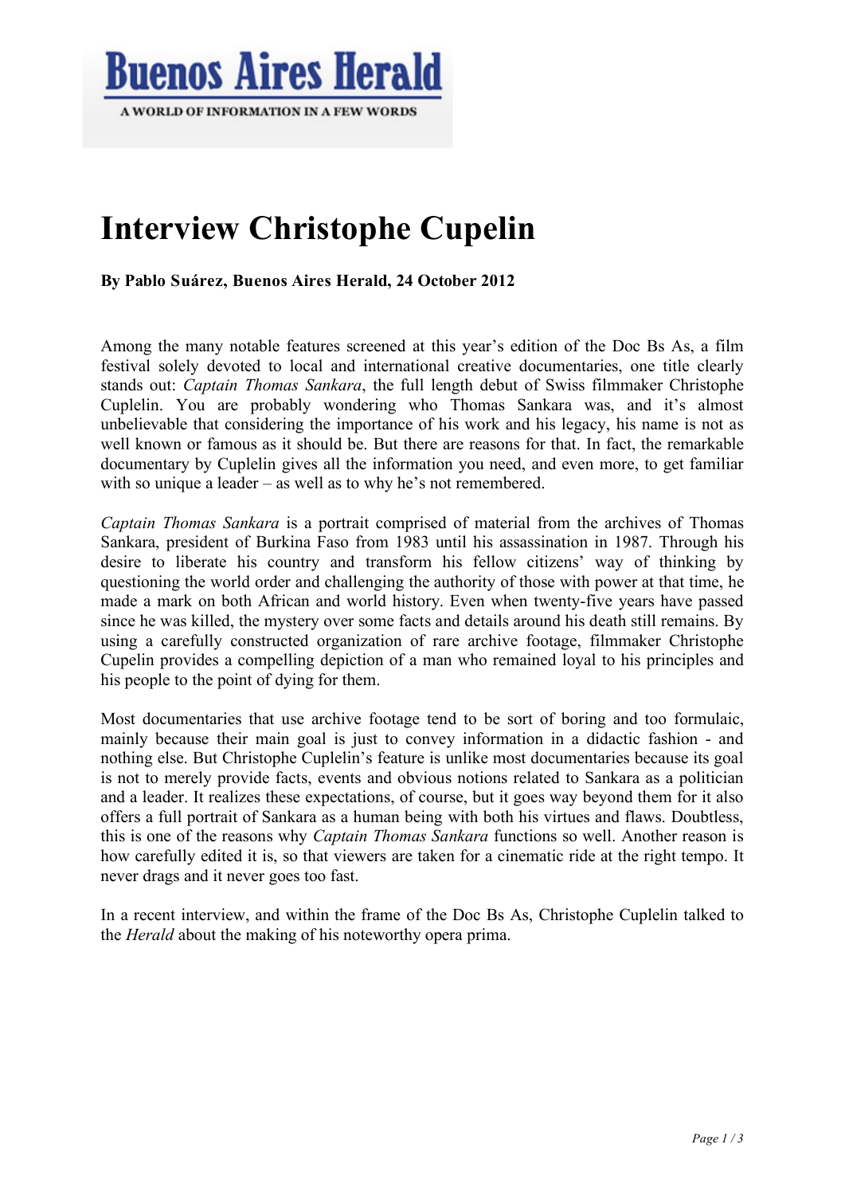**Buenos Aires Herald**

A WORLD OF INFORMATION IN A FEW WORDS

# Interview Christophe Cupelin

**By Pablo Suárez, Buenos Aires Herald, 24 October 2012**

Among the many notable features screened at this year's edition of the Doc Bs As, a film festival solely devoted to local and international creative documentaries, one title clearly stands out: *Captain Thomas Sankara*, the full length debut of Swiss filmmaker Christophe Cuplelin. You are probably wondering who Thomas Sankara was, and it's almost unbelievable that considering the importance of his work and his legacy, his name is not as well known or famous as it should be. But there are reasons for that. In fact, the remarkable documentary by Cuplelin gives all the information you need, and even more, to get familiar with so unique a leader – as well as to why he's not remembered.

*Captain Thomas Sankara* is a portrait comprised of material from the archives of Thomas Sankara, president of Burkina Faso from 1983 until his assassination in 1987. Through his desire to liberate his country and transform his fellow citizens' way of thinking by questioning the world order and challenging the authority of those with power at that time, he made a mark on both African and world history. Even when twenty-five years have passed since he was killed, the mystery over some facts and details around his death still remains. By using a carefully constructed organization of rare archive footage, filmmaker Christophe Cupelin provides a compelling depiction of a man who remained loyal to his principles and his people to the point of dying for them.

Most documentaries that use archive footage tend to be sort of boring and too formulaic, mainly because their main goal is just to convey information in a didactic fashion - and nothing else. But Christophe Cuplelin's feature is unlike most documentaries because its goal is not to merely provide facts, events and obvious notions related to Sankara as a politician and a leader. It realizes these expectations, of course, but it goes way beyond them for it also offers a full portrait of Sankara as a human being with both his virtues and flaws. Doubtless, this is one of the reasons why *Captain Thomas Sankara* functions so well. Another reason is how carefully edited it is, so that viewers are taken for a cinematic ride at the right tempo. It never drags and it never goes too fast.

In a recent interview, and within the frame of the Doc Bs As, Christophe Cuplelin talked to the *Herald* about the making of his noteworthy opera prima.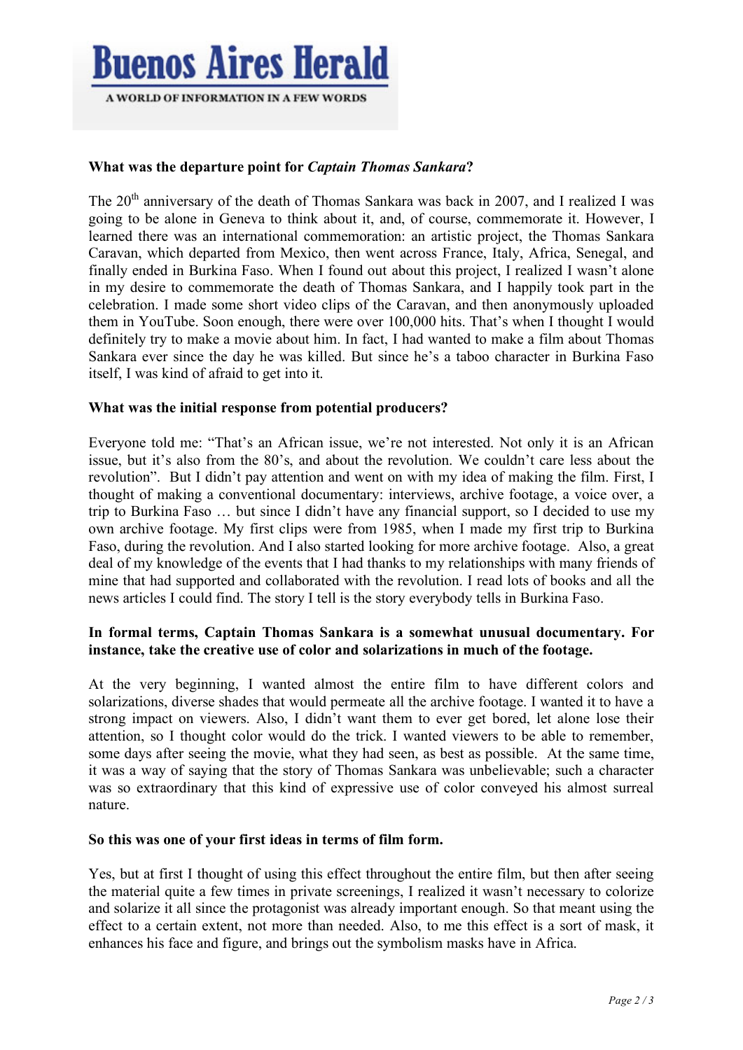**What was the departure point for *Captain Thomas Sankara*?**

The 20th anniversary of the death of Thomas Sankara was back in 2007, and I realized I was going to be alone in Geneva to think about it, and, of course, commemorate it. However, I learned there was an international commemoration: an artistic project, the Thomas Sankara Caravan, which departed from Mexico, then went across France, Italy, Africa, Senegal, and finally ended in Burkina Faso. When I found out about this project, I realized I wasn't alone in my desire to commemorate the death of Thomas Sankara, and I happily took part in the celebration. I made some short video clips of the Caravan, and then anonymously uploaded them in YouTube. Soon enough, there were over 100,000 hits. That's when I thought I would definitely try to make a movie about him. In fact, I had wanted to make a film about Thomas Sankara ever since the day he was killed. But since he's a taboo character in Burkina Faso itself, I was kind of afraid to get into it.

**What was the initial response from potential producers?**

Everyone told me: "That's an African issue, we're not interested. Not only it is an African issue, but it's also from the 80's, and about the revolution. We couldn't care less about the revolution". But I didn't pay attention and went on with my idea of making the film. First, I thought of making a conventional documentary: interviews, archive footage, a voice over, a trip to Burkina Faso … but since I didn't have any financial support, so I decided to use my own archive footage. My first clips were from 1985, when I made my first trip to Burkina Faso, during the revolution. And I also started looking for more archive footage. Also, a great deal of my knowledge of the events that I had thanks to my relationships with many friends of mine that had supported and collaborated with the revolution. I read lots of books and all the news articles I could find. The story I tell is the story everybody tells in Burkina Faso.

**In formal terms, Captain Thomas Sankara is a somewhat unusual documentary. For instance, take the creative use of color and solarizations in much of the footage.**

At the very beginning, I wanted almost the entire film to have different colors and solarizations, diverse shades that would permeate all the archive footage. I wanted it to have a strong impact on viewers. Also, I didn't want them to ever get bored, let alone lose their attention, so I thought color would do the trick. I wanted viewers to be able to remember, some days after seeing the movie, what they had seen, as best as possible. At the same time, it was a way of saying that the story of Thomas Sankara was unbelievable; such a character was so extraordinary that this kind of expressive use of color conveyed his almost surreal nature.

**So this was one of your first ideas in terms of film form.**

Yes, but at first I thought of using this effect throughout the entire film, but then after seeing the material quite a few times in private screenings, I realized it wasn't necessary to colorize and solarize it all since the protagonist was already important enough. So that meant using the effect to a certain extent, not more than needed. Also, to me this effect is a sort of mask, it enhances his face and figure, and brings out the symbolism masks have in Africa.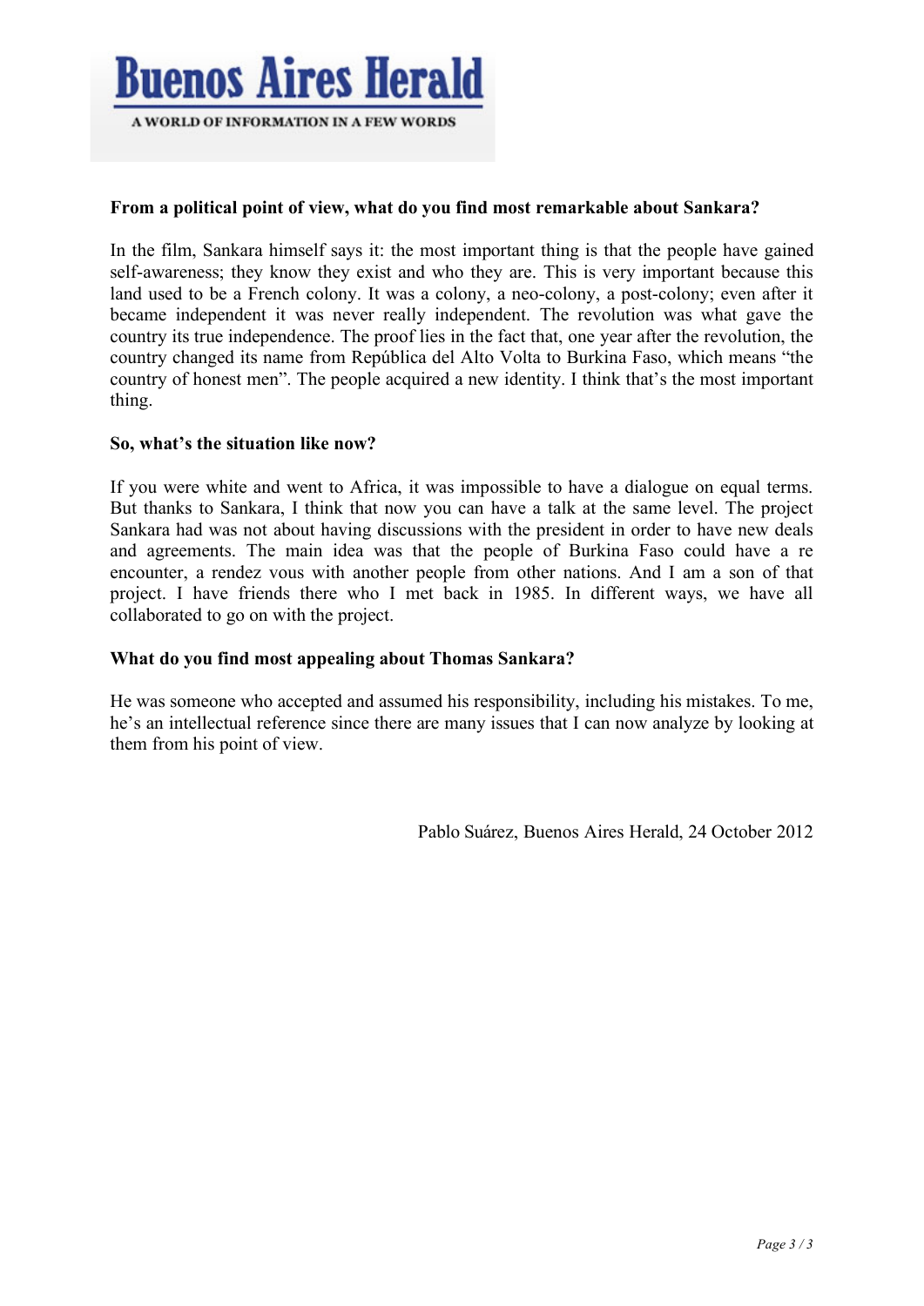# Buenos Aires Herald

A WORLD OF INFORMATION IN A FEW WORDS

**From a political point of view, what do you find most remarkable about Sankara?**

In the film, Sankara himself says it: the most important thing is that the people have gained self-awareness; they know they exist and who they are. This is very important because this land used to be a French colony. It was a colony, a neo-colony, a post-colony; even after it became independent it was never really independent. The revolution was what gave the country its true independence. The proof lies in the fact that, one year after the revolution, the country changed its name from República del Alto Volta to Burkina Faso, which means "the country of honest men". The people acquired a new identity. I think that's the most important thing.

**So, what's the situation like now?**

If you were white and went to Africa, it was impossible to have a dialogue on equal terms. But thanks to Sankara, I think that now you can have a talk at the same level. The project Sankara had was not about having discussions with the president in order to have new deals and agreements. The main idea was that the people of Burkina Faso could have a re encounter, a rendez vous with another people from other nations. And I am a son of that project. I have friends there who I met back in 1985. In different ways, we have all collaborated to go on with the project.

**What do you find most appealing about Thomas Sankara?**

He was someone who accepted and assumed his responsibility, including his mistakes. To me, he's an intellectual reference since there are many issues that I can now analyze by looking at them from his point of view.

Pablo Suárez, Buenos Aires Herald, 24 October 2012